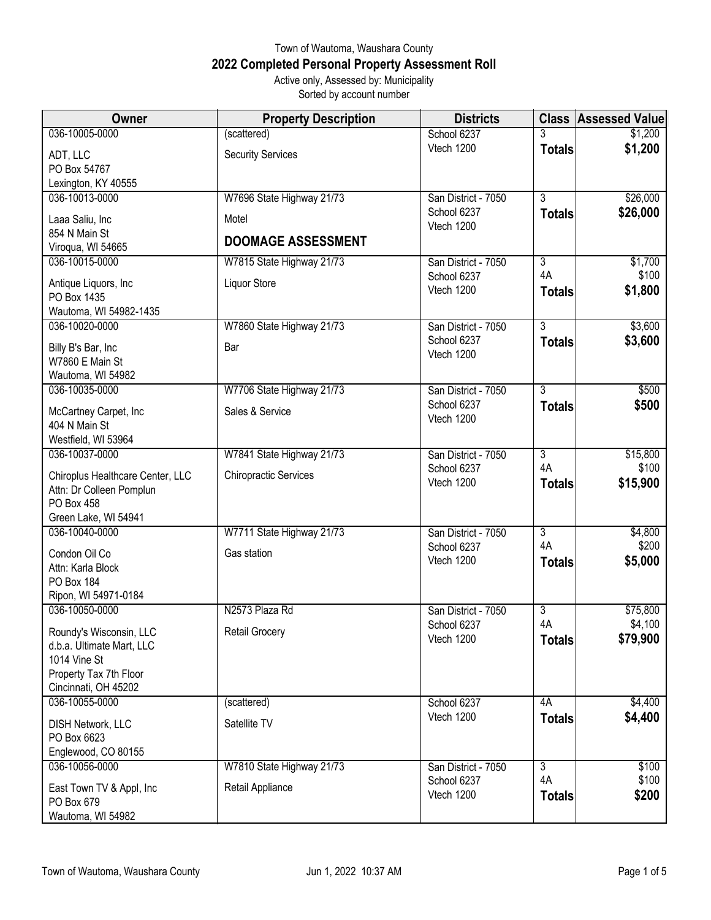Town of Wautoma, Waushara County

# 2022 Completed Personal Property Assessment Roll

Active only, Assessed by: Municipality
Sorted by account number

| Owner | Property Description | Districts | Class | Assessed Value |
|---|---|---|---|---|
| 036-10005-0000<br>ADT, LLC<br>PO Box 54767<br>Lexington, KY 40555 | (scattered)<br>Security Services | School 6237<br>Vtech 1200 | 3<br>**Totals** | $1,200<br>**$1,200** |
| 036-10013-0000<br>Laaa Saliu, Inc<br>854 N Main St<br>Viroqua, WI 54665 | W7696 State Highway 21/73<br>Motel<br>**DOOMAGE ASSESSMENT** | San District - 7050<br>School 6237<br>Vtech 1200 | 3<br>**Totals** | $26,000<br>**$26,000** |
| 036-10015-0000<br>Antique Liquors, Inc<br>PO Box 1435<br>Wautoma, WI 54982-1435 | W7815 State Highway 21/73<br>Liquor Store | San District - 7050<br>School 6237<br>Vtech 1200 | 3<br>4A<br>**Totals** | $1,700<br>$100<br>**$1,800** |
| 036-10020-0000<br>Billy B's Bar, Inc<br>W7860 E Main St<br>Wautoma, WI 54982 | W7860 State Highway 21/73<br>Bar | San District - 7050<br>School 6237<br>Vtech 1200 | 3<br>**Totals** | $3,600<br>**$3,600** |
| 036-10035-0000<br>McCartney Carpet, Inc<br>404 N Main St<br>Westfield, WI 53964 | W7706 State Highway 21/73<br>Sales & Service | San District - 7050<br>School 6237<br>Vtech 1200 | 3<br>**Totals** | $500<br>**$500** |
| 036-10037-0000<br>Chiroplus Healthcare Center, LLC<br>Attn: Dr Colleen Pomplun<br>PO Box 458<br>Green Lake, WI 54941 | W7841 State Highway 21/73<br>Chiropractic Services | San District - 7050<br>School 6237<br>Vtech 1200 | 3<br>4A<br>**Totals** | $15,800<br>$100<br>**$15,900** |
| 036-10040-0000<br>Condon Oil Co<br>Attn: Karla Block<br>PO Box 184<br>Ripon, WI 54971-0184 | W7711 State Highway 21/73<br>Gas station | San District - 7050<br>School 6237<br>Vtech 1200 | 3<br>4A<br>**Totals** | $4,800<br>$200<br>**$5,000** |
| 036-10050-0000<br>Roundy's Wisconsin, LLC<br>d.b.a. Ultimate Mart, LLC<br>1014 Vine St<br>Property Tax 7th Floor<br>Cincinnati, OH 45202 | N2573 Plaza Rd<br>Retail Grocery | San District - 7050<br>School 6237<br>Vtech 1200 | 3<br>4A<br>**Totals** | $75,800<br>$4,100<br>**$79,900** |
| 036-10055-0000<br>DISH Network, LLC<br>PO Box 6623<br>Englewood, CO 80155 | (scattered)<br>Satellite TV | School 6237<br>Vtech 1200 | 4A<br>**Totals** | $4,400<br>**$4,400** |
| 036-10056-0000<br>East Town TV & Appl, Inc<br>PO Box 679<br>Wautoma, WI 54982 | W7810 State Highway 21/73<br>Retail Appliance | San District - 7050<br>School 6237<br>Vtech 1200 | 3<br>4A<br>**Totals** | $100<br>$100<br>**$200** |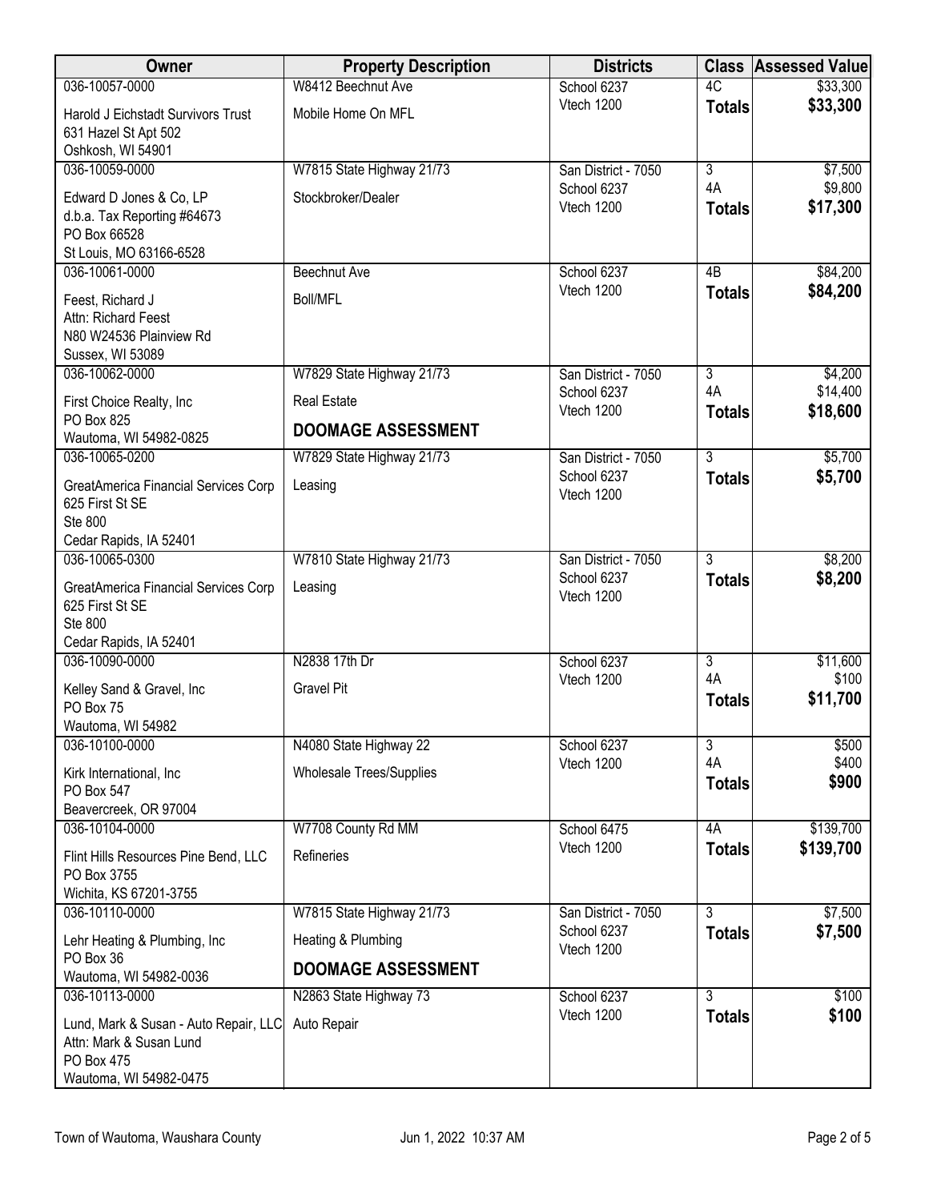| Owner | Property Description | Districts | Class | Assessed Value |
|---|---|---|---|---|
| 036-10057-0000<br>Harold J Eichstadt Survivors Trust<br>631 Hazel St Apt 502<br>Oshkosh, WI 54901 | W8412 Beechnut Ave<br>Mobile Home On MFL | School 6237<br>Vtech 1200 | 4C<br>**Totals** | $33,300<br>**$33,300** |
| 036-10059-0000<br>Edward D Jones & Co, LP<br>d.b.a. Tax Reporting #64673<br>PO Box 66528<br>St Louis, MO 63166-6528 | W7815 State Highway 21/73<br>Stockbroker/Dealer | San District - 7050<br>School 6237<br>Vtech 1200 | 3<br>4A<br>**Totals** | $7,500<br>$9,800<br>**$17,300** |
| 036-10061-0000<br>Feest, Richard J<br>Attn: Richard Feest<br>N80 W24536 Plainview Rd<br>Sussex, WI 53089 | Beechnut Ave<br>Boll/MFL | School 6237<br>Vtech 1200 | 4B<br>**Totals** | $84,200<br>**$84,200** |
| 036-10062-0000<br>First Choice Realty, Inc<br>PO Box 825<br>Wautoma, WI 54982-0825 | W7829 State Highway 21/73<br>Real Estate<br>**DOOMAGE ASSESSMENT** | San District - 7050<br>School 6237<br>Vtech 1200 | 3<br>4A<br>**Totals** | $4,200<br>$14,400<br>**$18,600** |
| 036-10065-0200<br>GreatAmerica Financial Services Corp<br>625 First St SE<br>Ste 800<br>Cedar Rapids, IA 52401 | W7829 State Highway 21/73<br>Leasing | San District - 7050<br>School 6237<br>Vtech 1200 | 3<br>**Totals** | $5,700<br>**$5,700** |
| 036-10065-0300<br>GreatAmerica Financial Services Corp<br>625 First St SE<br>Ste 800<br>Cedar Rapids, IA 52401 | W7810 State Highway 21/73<br>Leasing | San District - 7050<br>School 6237<br>Vtech 1200 | 3<br>**Totals** | $8,200<br>**$8,200** |
| 036-10090-0000<br>Kelley Sand & Gravel, Inc<br>PO Box 75<br>Wautoma, WI 54982 | N2838 17th Dr<br>Gravel Pit | School 6237<br>Vtech 1200 | 3<br>4A<br>**Totals** | $11,600<br>$100<br>**$11,700** |
| 036-10100-0000<br>Kirk International, Inc<br>PO Box 547<br>Beavercreek, OR 97004 | N4080 State Highway 22<br>Wholesale Trees/Supplies | School 6237<br>Vtech 1200 | 3<br>4A<br>**Totals** | $500<br>$400<br>**$900** |
| 036-10104-0000<br>Flint Hills Resources Pine Bend, LLC<br>PO Box 3755<br>Wichita, KS 67201-3755 | W7708 County Rd MM<br>Refineries | School 6475<br>Vtech 1200 | 4A<br>**Totals** | $139,700<br>**$139,700** |
| 036-10110-0000<br>Lehr Heating & Plumbing, Inc<br>PO Box 36<br>Wautoma, WI 54982-0036 | W7815 State Highway 21/73<br>Heating & Plumbing<br>**DOOMAGE ASSESSMENT** | San District - 7050<br>School 6237<br>Vtech 1200 | 3<br>**Totals** | $7,500<br>**$7,500** |
| 036-10113-0000<br>Lund, Mark & Susan - Auto Repair, LLC<br>Attn: Mark & Susan Lund<br>PO Box 475<br>Wautoma, WI 54982-0475 | N2863 State Highway 73<br>Auto Repair | School 6237<br>Vtech 1200 | 3<br>**Totals** | $100<br>**$100** |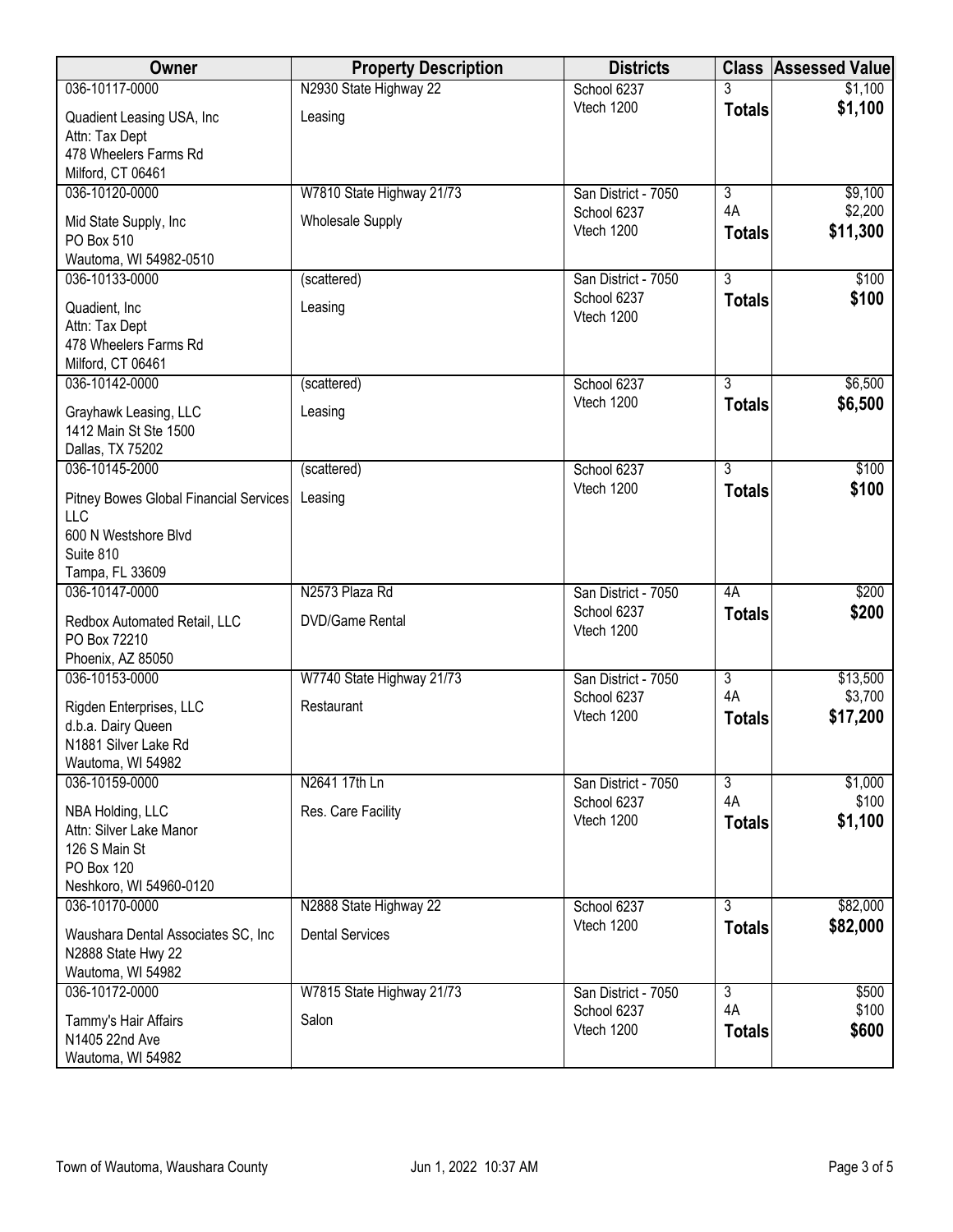| Owner | Property Description | Districts | Class | Assessed Value |
|---|---|---|---|---|
| 036-10117-0000<br>Quadient Leasing USA, Inc<br>Attn: Tax Dept<br>478 Wheelers Farms Rd<br>Milford, CT 06461 | N2930 State Highway 22<br>Leasing | School 6237<br>Vtech 1200 | 3<br>**Totals** | $1,100<br>**$1,100** |
| 036-10120-0000<br>Mid State Supply, Inc<br>PO Box 510<br>Wautoma, WI 54982-0510 | W7810 State Highway 21/73<br>Wholesale Supply | San District - 7050<br>School 6237<br>Vtech 1200 | 3<br>4A<br>**Totals** | $9,100<br>$2,200<br>**$11,300** |
| 036-10133-0000<br>Quadient, Inc<br>Attn: Tax Dept<br>478 Wheelers Farms Rd<br>Milford, CT 06461 | (scattered)<br>Leasing | San District - 7050<br>School 6237<br>Vtech 1200 | 3<br>**Totals** | $100<br>**$100** |
| 036-10142-0000<br>Grayhawk Leasing, LLC<br>1412 Main St Ste 1500<br>Dallas, TX 75202 | (scattered)<br>Leasing | School 6237<br>Vtech 1200 | 3<br>**Totals** | $6,500<br>**$6,500** |
| 036-10145-2000<br>Pitney Bowes Global Financial Services LLC<br>600 N Westshore Blvd<br>Suite 810<br>Tampa, FL 33609 | (scattered)<br>Leasing | School 6237<br>Vtech 1200 | 3<br>**Totals** | $100<br>**$100** |
| 036-10147-0000<br>Redbox Automated Retail, LLC<br>PO Box 72210<br>Phoenix, AZ 85050 | N2573 Plaza Rd<br>DVD/Game Rental | San District - 7050<br>School 6237<br>Vtech 1200 | 4A<br>**Totals** | $200<br>**$200** |
| 036-10153-0000<br>Rigden Enterprises, LLC<br>d.b.a. Dairy Queen<br>N1881 Silver Lake Rd<br>Wautoma, WI 54982 | W7740 State Highway 21/73<br>Restaurant | San District - 7050<br>School 6237<br>Vtech 1200 | 3<br>4A<br>**Totals** | $13,500<br>$3,700<br>**$17,200** |
| 036-10159-0000<br>NBA Holding, LLC<br>Attn: Silver Lake Manor<br>126 S Main St<br>PO Box 120<br>Neshkoro, WI 54960-0120 | N2641 17th Ln<br>Res. Care Facility | San District - 7050<br>School 6237<br>Vtech 1200 | 3<br>4A<br>**Totals** | $1,000<br>$100<br>**$1,100** |
| 036-10170-0000<br>Waushara Dental Associates SC, Inc<br>N2888 State Hwy 22<br>Wautoma, WI 54982 | N2888 State Highway 22<br>Dental Services | School 6237<br>Vtech 1200 | 3<br>**Totals** | $82,000<br>**$82,000** |
| 036-10172-0000<br>Tammy's Hair Affairs<br>N1405 22nd Ave<br>Wautoma, WI 54982 | W7815 State Highway 21/73<br>Salon | San District - 7050<br>School 6237<br>Vtech 1200 | 3<br>4A<br>**Totals** | $500<br>$100<br>**$600** |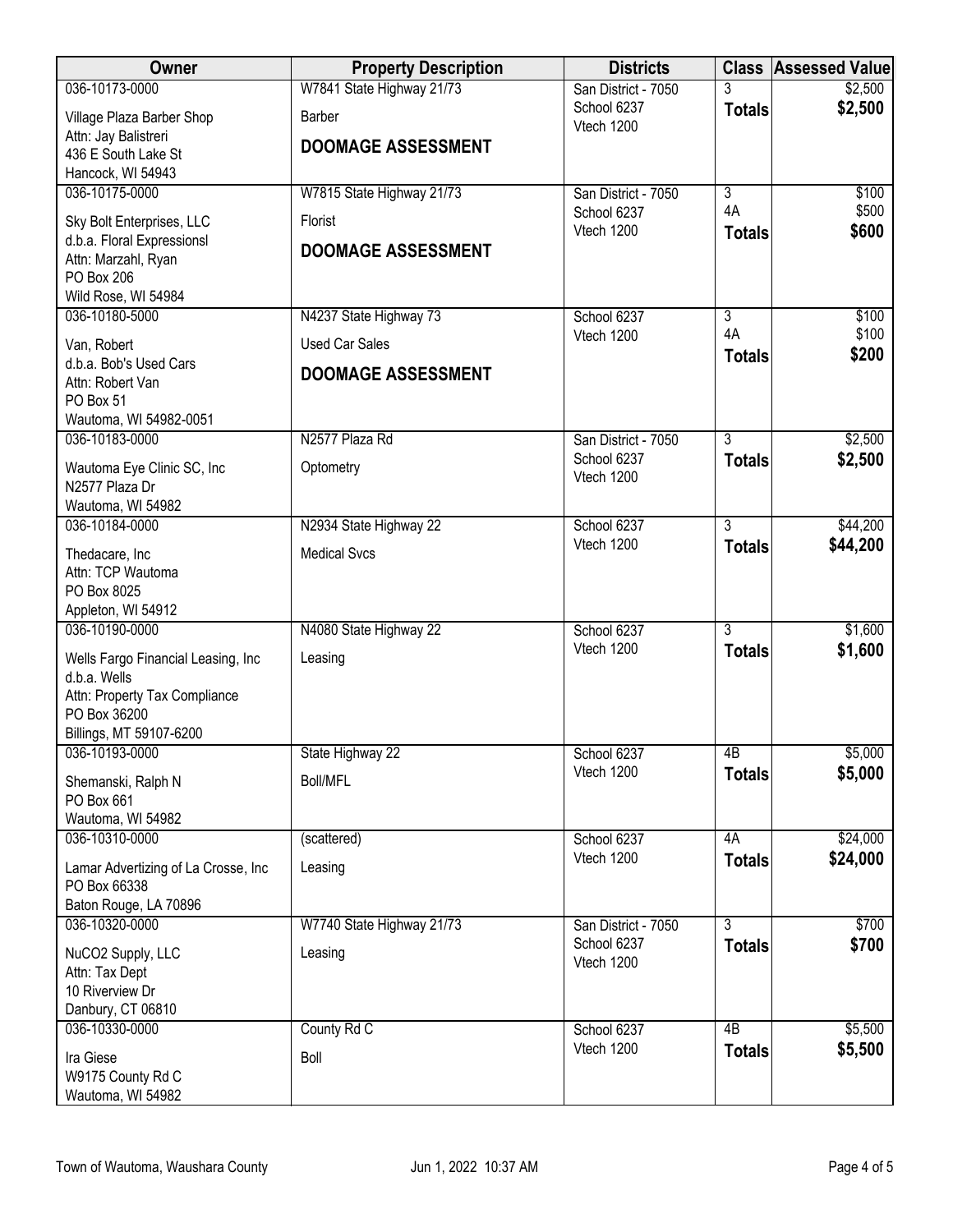| Owner | Property Description | Districts | Class | Assessed Value |
|---|---|---|---|---|
| 036-10173-0000<br>Village Plaza Barber Shop<br>Attn: Jay Balistreri<br>436 E South Lake St<br>Hancock, WI 54943 | W7841 State Highway 21/73<br>Barber<br>**DOOMAGE ASSESSMENT** | San District - 7050<br>School 6237<br>Vtech 1200 | 3<br>**Totals** | $2,500<br>**$2,500** |
| 036-10175-0000<br>Sky Bolt Enterprises, LLC<br>d.b.a. Floral Expressionsl<br>Attn: Marzahl, Ryan<br>PO Box 206<br>Wild Rose, WI 54984 | W7815 State Highway 21/73<br>Florist<br>**DOOMAGE ASSESSMENT** | San District - 7050<br>School 6237<br>Vtech 1200 | 3<br>4A<br>**Totals** | $100<br>$500<br>**$600** |
| 036-10180-5000<br>Van, Robert<br>d.b.a. Bob's Used Cars<br>Attn: Robert Van<br>PO Box 51<br>Wautoma, WI 54982-0051 | N4237 State Highway 73<br>Used Car Sales<br>**DOOMAGE ASSESSMENT** | School 6237<br>Vtech 1200 | 3<br>4A<br>**Totals** | $100<br>$100<br>**$200** |
| 036-10183-0000<br>Wautoma Eye Clinic SC, Inc<br>N2577 Plaza Dr<br>Wautoma, WI 54982 | N2577 Plaza Rd<br>Optometry | San District - 7050<br>School 6237<br>Vtech 1200 | 3<br>**Totals** | $2,500<br>**$2,500** |
| 036-10184-0000<br>Thedacare, Inc<br>Attn: TCP Wautoma<br>PO Box 8025<br>Appleton, WI 54912 | N2934 State Highway 22<br>Medical Svcs | School 6237<br>Vtech 1200 | 3<br>**Totals** | $44,200<br>**$44,200** |
| 036-10190-0000<br>Wells Fargo Financial Leasing, Inc<br>d.b.a. Wells<br>Attn: Property Tax Compliance<br>PO Box 36200<br>Billings, MT 59107-6200 | N4080 State Highway 22<br>Leasing | School 6237<br>Vtech 1200 | 3<br>**Totals** | $1,600<br>**$1,600** |
| 036-10193-0000<br>Shemanski, Ralph N<br>PO Box 661<br>Wautoma, WI 54982 | State Highway 22<br>Boll/MFL | School 6237<br>Vtech 1200 | 4B<br>**Totals** | $5,000<br>**$5,000** |
| 036-10310-0000<br>Lamar Advertizing of La Crosse, Inc<br>PO Box 66338<br>Baton Rouge, LA 70896 | (scattered)<br>Leasing | School 6237<br>Vtech 1200 | 4A<br>**Totals** | $24,000<br>**$24,000** |
| 036-10320-0000<br>NuCO2 Supply, LLC<br>Attn: Tax Dept<br>10 Riverview Dr<br>Danbury, CT 06810 | W7740 State Highway 21/73<br>Leasing | San District - 7050<br>School 6237<br>Vtech 1200 | 3<br>**Totals** | $700<br>**$700** |
| 036-10330-0000<br>Ira Giese<br>W9175 County Rd C<br>Wautoma, WI 54982 | County Rd C<br>Boll | School 6237<br>Vtech 1200 | 4B<br>**Totals** | $5,500<br>**$5,500** |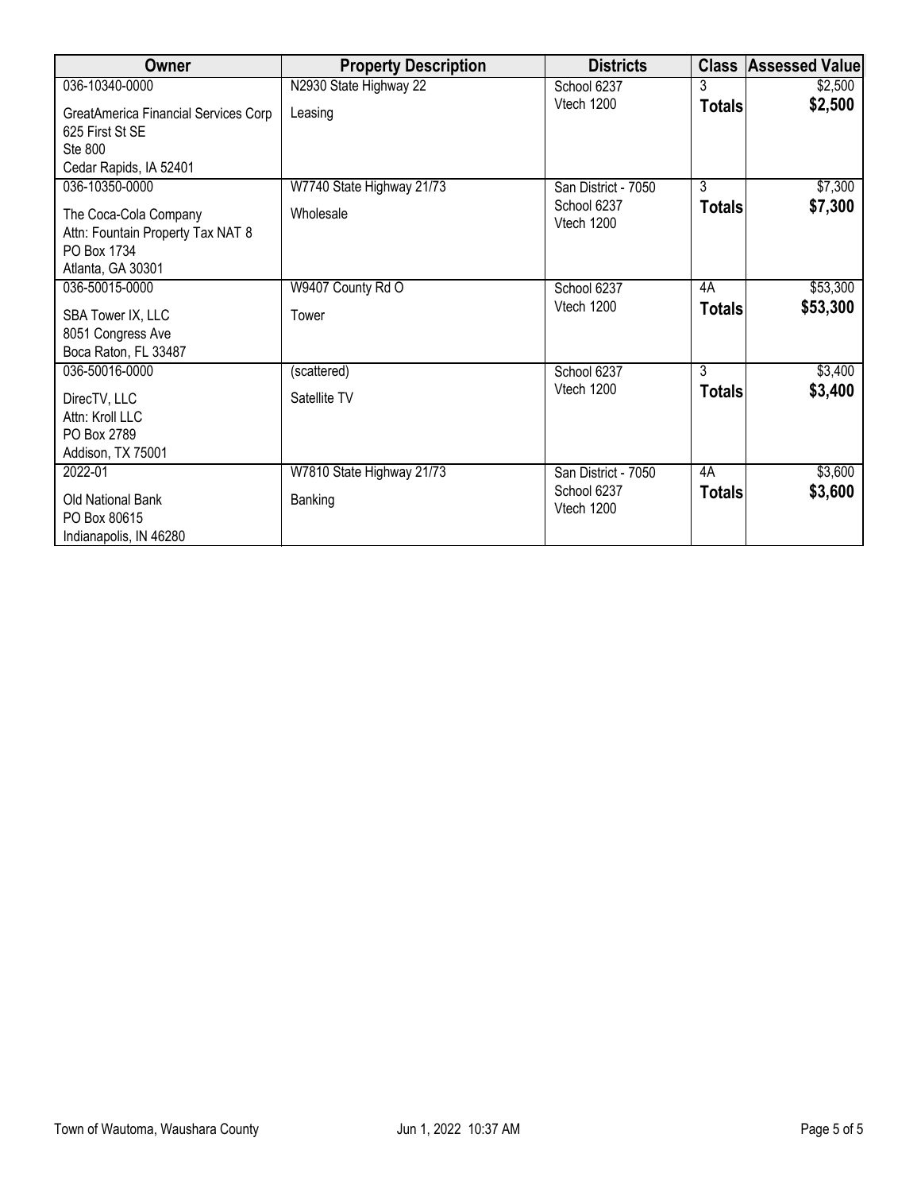| Owner | Property Description | Districts | Class | Assessed Value |
|---|---|---|---|---|
| 036-10340-0000<br>GreatAmerica Financial Services Corp<br>625 First St SE<br>Ste 800<br>Cedar Rapids, IA 52401 | N2930 State Highway 22<br>Leasing | School 6237<br>Vtech 1200 | 3<br>**Totals** | $2,500<br>**$2,500** |
| 036-10350-0000<br>The Coca-Cola Company<br>Attn: Fountain Property Tax NAT 8<br>PO Box 1734<br>Atlanta, GA 30301 | W7740 State Highway 21/73<br>Wholesale | San District - 7050<br>School 6237<br>Vtech 1200 | 3<br>**Totals** | $7,300<br>**$7,300** |
| 036-50015-0000<br>SBA Tower IX, LLC<br>8051 Congress Ave<br>Boca Raton, FL 33487 | W9407 County Rd O<br>Tower | School 6237<br>Vtech 1200 | 4A<br>**Totals** | $53,300<br>**$53,300** |
| 036-50016-0000<br>DirecTV, LLC<br>Attn: Kroll LLC<br>PO Box 2789<br>Addison, TX 75001 | (scattered)<br>Satellite TV | School 6237<br>Vtech 1200 | 3<br>**Totals** | $3,400<br>**$3,400** |
| 2022-01<br>Old National Bank<br>PO Box 80615<br>Indianapolis, IN 46280 | W7810 State Highway 21/73<br>Banking | San District - 7050<br>School 6237<br>Vtech 1200 | 4A<br>**Totals** | $3,600<br>**$3,600** |